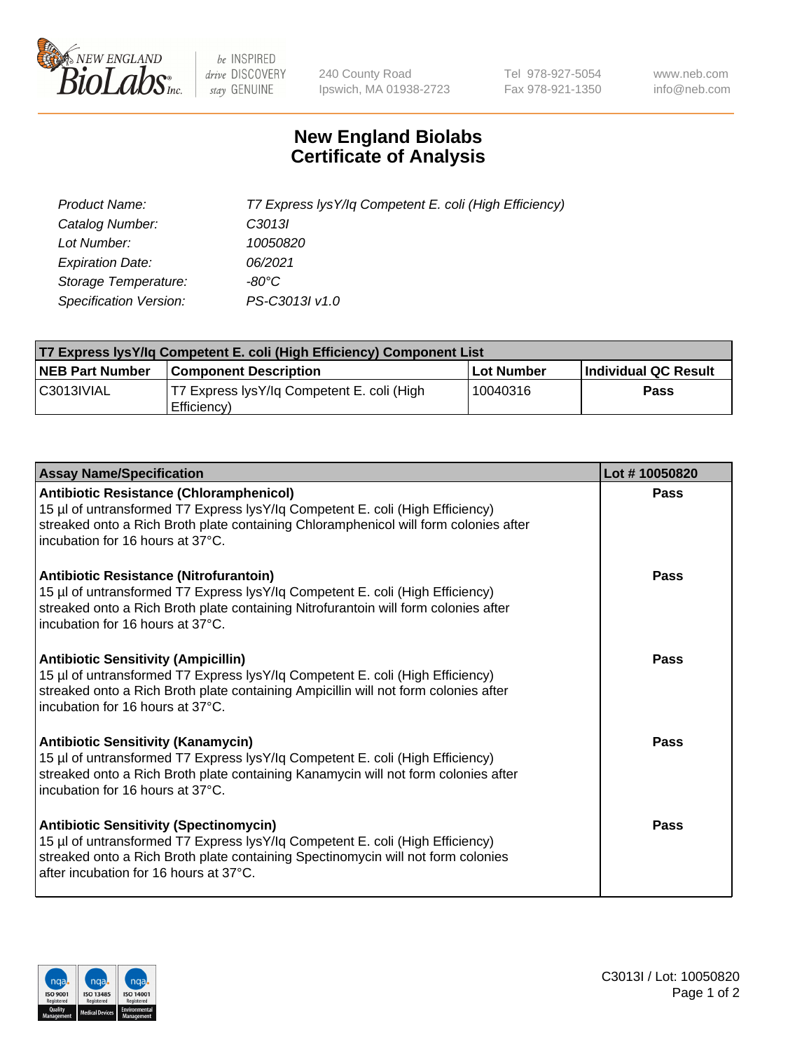# New England Biolabs
# Certificate of Analysis

| | |
|---|---|
| *Product Name:* | *T7 Express lysY/Iq Competent E. coli (High Efficiency)* |
| *Catalog Number:* | *C3013I* |
| *Lot Number:* | *10050820* |
| *Expiration Date:* | *06/2021* |
| *Storage Temperature:* | *-80°C* |
| *Specification Version:* | *PS-C3013I v1.0* |

| T7 Express lysY/Iq Competent E. coli (High Efficiency) Component List | | | |
|---|---|---|---|
| **NEB Part Number** | **Component Description** | **Lot Number** | **Individual QC Result** |
| C3013IVIAL | T7 Express lysY/Iq Competent E. coli (High Efficiency) | 10040316 | **Pass** |

| Assay Name/Specification | Lot # 10050820 |
|---|---|
| **Antibiotic Resistance (Chloramphenicol)** 15 µl of untransformed T7 Express lysY/Iq Competent E. coli (High Efficiency) streaked onto a Rich Broth plate containing Chloramphenicol will form colonies after incubation for 16 hours at 37°C. | **Pass** |
| **Antibiotic Resistance (Nitrofurantoin)** 15 µl of untransformed T7 Express lysY/Iq Competent E. coli (High Efficiency) streaked onto a Rich Broth plate containing Nitrofurantoin will form colonies after incubation for 16 hours at 37°C. | **Pass** |
| **Antibiotic Sensitivity (Ampicillin)** 15 µl of untransformed T7 Express lysY/Iq Competent E. coli (High Efficiency) streaked onto a Rich Broth plate containing Ampicillin will not form colonies after incubation for 16 hours at 37°C. | **Pass** |
| **Antibiotic Sensitivity (Kanamycin)** 15 µl of untransformed T7 Express lysY/Iq Competent E. coli (High Efficiency) streaked onto a Rich Broth plate containing Kanamycin will not form colonies after incubation for 16 hours at 37°C. | **Pass** |
| **Antibiotic Sensitivity (Spectinomycin)** 15 µl of untransformed T7 Express lysY/Iq Competent E. coli (High Efficiency) streaked onto a Rich Broth plate containing Spectinomycin will not form colonies after incubation for 16 hours at 37°C. | **Pass** |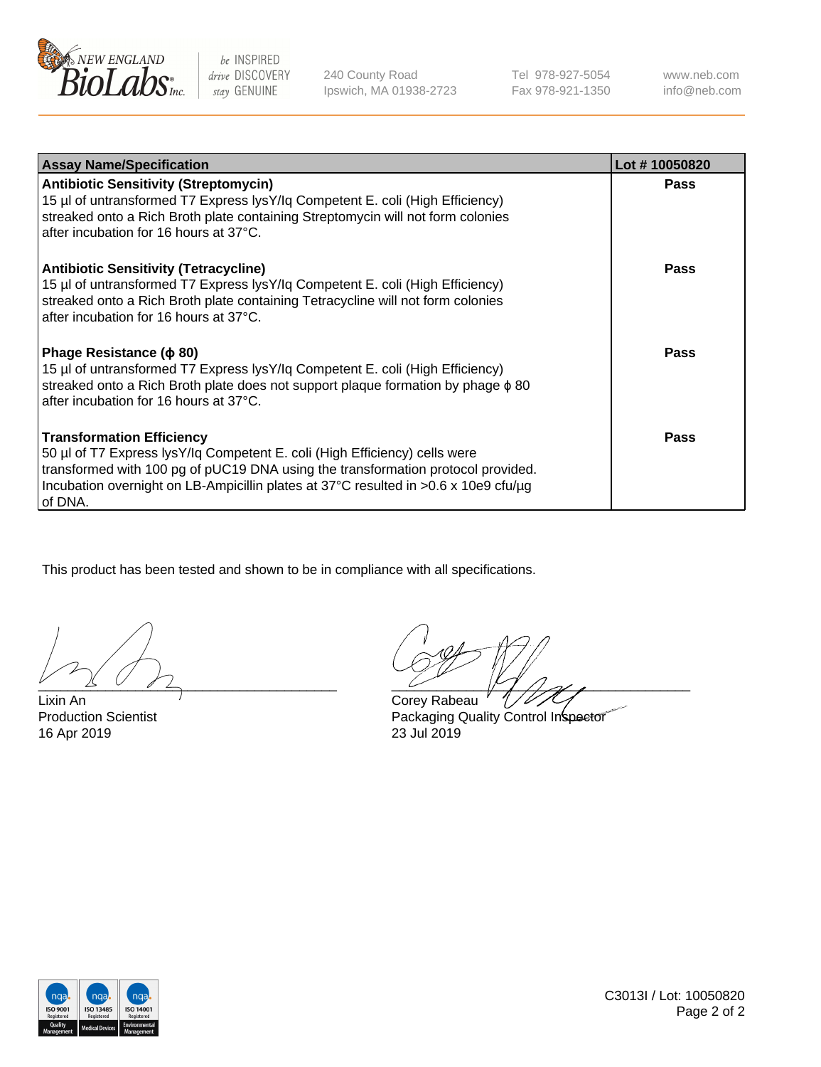New England BioLabs Inc. — be INSPIRED drive DISCOVERY stay GENUINE

240 County Road
Ipswich, MA 01938-2723

Tel 978-927-5054
Fax 978-921-1350

www.neb.com
info@neb.com

| Assay Name/Specification | Lot # 10050820 |
|---|---|
| **Antibiotic Sensitivity (Streptomycin)**<br>15 µl of untransformed T7 Express lysY/Iq Competent E. coli (High Efficiency) streaked onto a Rich Broth plate containing Streptomycin will not form colonies after incubation for 16 hours at 37°C. | **Pass** |
| **Antibiotic Sensitivity (Tetracycline)**<br>15 µl of untransformed T7 Express lysY/Iq Competent E. coli (High Efficiency) streaked onto a Rich Broth plate containing Tetracycline will not form colonies after incubation for 16 hours at 37°C. | **Pass** |
| **Phage Resistance (ϕ 80)**<br>15 µl of untransformed T7 Express lysY/Iq Competent E. coli (High Efficiency) streaked onto a Rich Broth plate does not support plaque formation by phage ϕ 80 after incubation for 16 hours at 37°C. | **Pass** |
| **Transformation Efficiency**<br>50 µl of T7 Express lysY/Iq Competent E. coli (High Efficiency) cells were transformed with 100 pg of pUC19 DNA using the transformation protocol provided. Incubation overnight on LB-Ampicillin plates at 37°C resulted in >0.6 x 10e9 cfu/µg of DNA. | **Pass** |

This product has been tested and shown to be in compliance with all specifications.

Lixin An
Production Scientist
16 Apr 2019

Corey Rabeau
Packaging Quality Control Inspector
23 Jul 2019

C3013I / Lot: 10050820